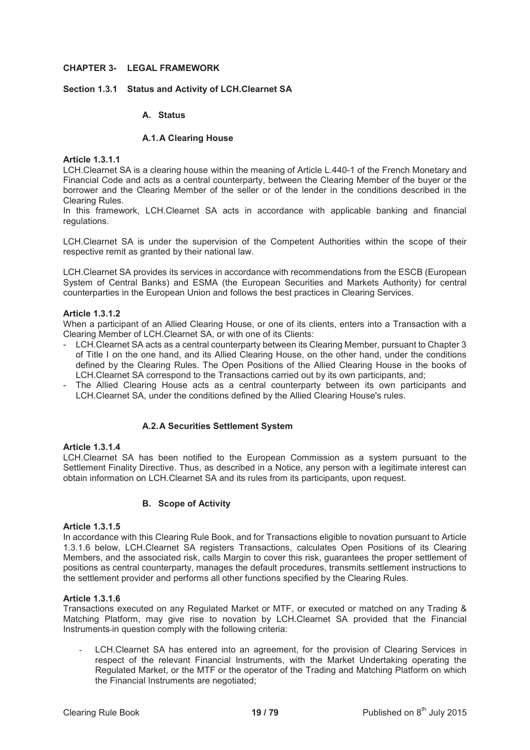# CHAPTER 3- LEGAL FRAMEWORK

## Section 1.3.1 Status and Activity of LCH.Clearnet SA

### A. Status

#### A.1. A Clearing House

**Article 1.3.1.1**

LCH.Clearnet SA is a clearing house within the meaning of Article L.440-1 of the French Monetary and Financial Code and acts as a central counterparty, between the Clearing Member of the buyer or the borrower and the Clearing Member of the seller or of the lender in the conditions described in the Clearing Rules.

In this framework, LCH.Clearnet SA acts in accordance with applicable banking and financial regulations.

LCH.Clearnet SA is under the supervision of the Competent Authorities within the scope of their respective remit as granted by their national law.

LCH.Clearnet SA provides its services in accordance with recommendations from the ESCB (European System of Central Banks) and ESMA (the European Securities and Markets Authority) for central counterparties in the European Union and follows the best practices in Clearing Services.

**Article 1.3.1.2**

When a participant of an Allied Clearing House, or one of its clients, enters into a Transaction with a Clearing Member of LCH.Clearnet SA, or with one of its Clients:

- LCH.Clearnet SA acts as a central counterparty between its Clearing Member, pursuant to Chapter 3 of Title I on the one hand, and its Allied Clearing House, on the other hand, under the conditions defined by the Clearing Rules. The Open Positions of the Allied Clearing House in the books of LCH.Clearnet SA correspond to the Transactions carried out by its own participants, and;
- The Allied Clearing House acts as a central counterparty between its own participants and LCH.Clearnet SA, under the conditions defined by the Allied Clearing House's rules.

#### A.2. A Securities Settlement System

**Article 1.3.1.4**

LCH.Clearnet SA has been notified to the European Commission as a system pursuant to the Settlement Finality Directive. Thus, as described in a Notice, any person with a legitimate interest can obtain information on LCH.Clearnet SA and its rules from its participants, upon request.

### B. Scope of Activity

**Article 1.3.1.5**

In accordance with this Clearing Rule Book, and for Transactions eligible to novation pursuant to Article 1.3.1.6 below, LCH.Clearnet SA registers Transactions, calculates Open Positions of its Clearing Members, and the associated risk, calls Margin to cover this risk, guarantees the proper settlement of positions as central counterparty, manages the default procedures, transmits settlement instructions to the settlement provider and performs all other functions specified by the Clearing Rules.

**Article 1.3.1.6**

Transactions executed on any Regulated Market or MTF, or executed or matched on any Trading & Matching Platform, may give rise to novation by LCH.Clearnet SA provided that the Financial Instruments in question comply with the following criteria:

- LCH.Clearnet SA has entered into an agreement, for the provision of Clearing Services in respect of the relevant Financial Instruments, with the Market Undertaking operating the Regulated Market, or the MTF or the operator of the Trading and Matching Platform on which the Financial Instruments are negotiated;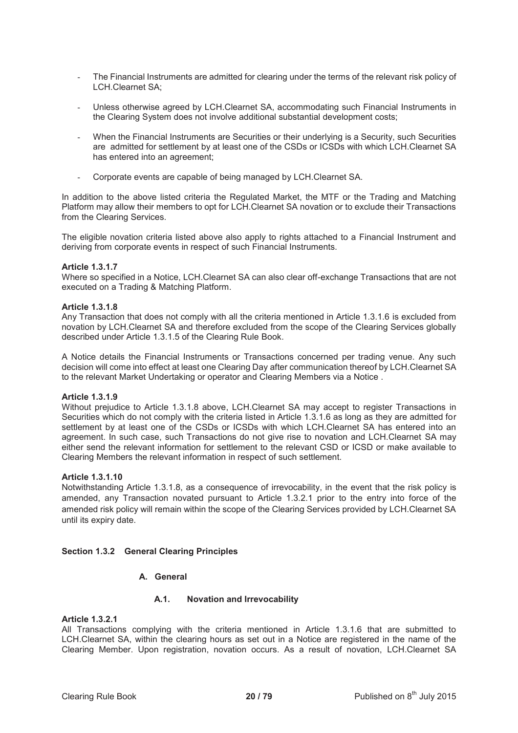- The Financial Instruments are admitted for clearing under the terms of the relevant risk policy of LCH.Clearnet SA;

- Unless otherwise agreed by LCH.Clearnet SA, accommodating such Financial Instruments in the Clearing System does not involve additional substantial development costs;

- When the Financial Instruments are Securities or their underlying is a Security, such Securities are admitted for settlement by at least one of the CSDs or ICSDs with which LCH.Clearnet SA has entered into an agreement;

- Corporate events are capable of being managed by LCH.Clearnet SA.

In addition to the above listed criteria the Regulated Market, the MTF or the Trading and Matching Platform may allow their members to opt for LCH.Clearnet SA novation or to exclude their Transactions from the Clearing Services.

The eligible novation criteria listed above also apply to rights attached to a Financial Instrument and deriving from corporate events in respect of such Financial Instruments.

**Article 1.3.1.7**
Where so specified in a Notice, LCH.Clearnet SA can also clear off-exchange Transactions that are not executed on a Trading & Matching Platform.

**Article 1.3.1.8**
Any Transaction that does not comply with all the criteria mentioned in Article 1.3.1.6 is excluded from novation by LCH.Clearnet SA and therefore excluded from the scope of the Clearing Services globally described under Article 1.3.1.5 of the Clearing Rule Book.

A Notice details the Financial Instruments or Transactions concerned per trading venue. Any such decision will come into effect at least one Clearing Day after communication thereof by LCH.Clearnet SA to the relevant Market Undertaking or operator and Clearing Members via a Notice .

**Article 1.3.1.9**
Without prejudice to Article 1.3.1.8 above, LCH.Clearnet SA may accept to register Transactions in Securities which do not comply with the criteria listed in Article 1.3.1.6 as long as they are admitted for settlement by at least one of the CSDs or ICSDs with which LCH.Clearnet SA has entered into an agreement. In such case, such Transactions do not give rise to novation and LCH.Clearnet SA may either send the relevant information for settlement to the relevant CSD or ICSD or make available to Clearing Members the relevant information in respect of such settlement.

**Article 1.3.1.10**
Notwithstanding Article 1.3.1.8, as a consequence of irrevocability, in the event that the risk policy is amended, any Transaction novated pursuant to Article 1.3.2.1 prior to the entry into force of the amended risk policy will remain within the scope of the Clearing Services provided by LCH.Clearnet SA until its expiry date.

### Section 1.3.2 General Clearing Principles

#### A. General

##### A.1. Novation and Irrevocability

**Article 1.3.2.1**
All Transactions complying with the criteria mentioned in Article 1.3.1.6 that are submitted to LCH.Clearnet SA, within the clearing hours as set out in a Notice are registered in the name of the Clearing Member. Upon registration, novation occurs. As a result of novation, LCH.Clearnet SA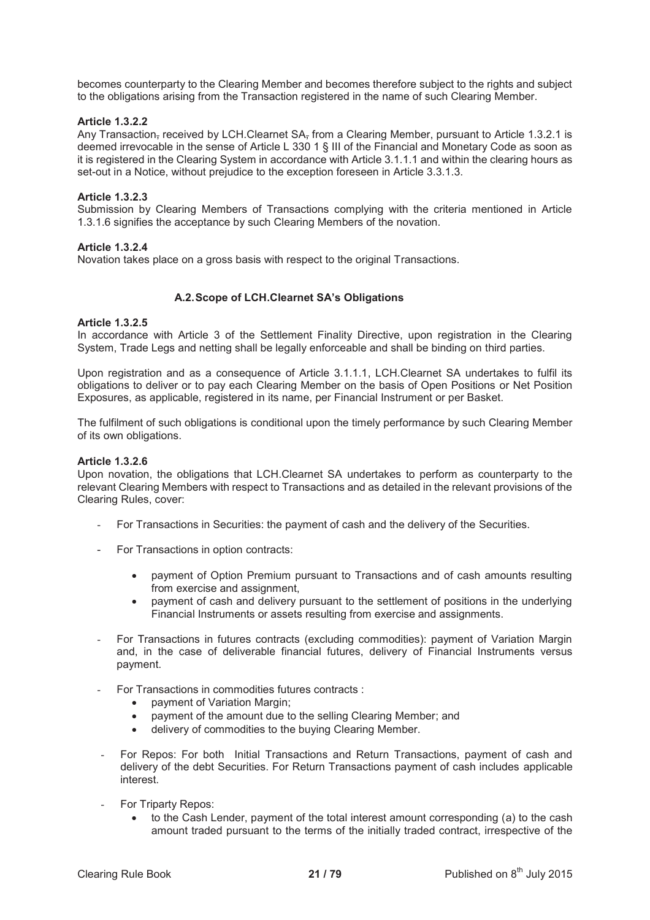becomes counterparty to the Clearing Member and becomes therefore subject to the rights and subject to the obligations arising from the Transaction registered in the name of such Clearing Member.

**Article 1.3.2.2**

Any Transaction, received by LCH.Clearnet SA, from a Clearing Member, pursuant to Article 1.3.2.1 is deemed irrevocable in the sense of Article L 330 1 § III of the Financial and Monetary Code as soon as it is registered in the Clearing System in accordance with Article 3.1.1.1 and within the clearing hours as set-out in a Notice, without prejudice to the exception foreseen in Article 3.3.1.3.

**Article 1.3.2.3**

Submission by Clearing Members of Transactions complying with the criteria mentioned in Article 1.3.1.6 signifies the acceptance by such Clearing Members of the novation.

**Article 1.3.2.4**

Novation takes place on a gross basis with respect to the original Transactions.

### A.2. Scope of LCH.Clearnet SA's Obligations

**Article 1.3.2.5**

In accordance with Article 3 of the Settlement Finality Directive, upon registration in the Clearing System, Trade Legs and netting shall be legally enforceable and shall be binding on third parties.

Upon registration and as a consequence of Article 3.1.1.1, LCH.Clearnet SA undertakes to fulfil its obligations to deliver or to pay each Clearing Member on the basis of Open Positions or Net Position Exposures, as applicable, registered in its name, per Financial Instrument or per Basket.

The fulfilment of such obligations is conditional upon the timely performance by such Clearing Member of its own obligations.

**Article 1.3.2.6**

Upon novation, the obligations that LCH.Clearnet SA undertakes to perform as counterparty to the relevant Clearing Members with respect to Transactions and as detailed in the relevant provisions of the Clearing Rules, cover:

- For Transactions in Securities: the payment of cash and the delivery of the Securities.
- For Transactions in option contracts:
  - payment of Option Premium pursuant to Transactions and of cash amounts resulting from exercise and assignment,
  - payment of cash and delivery pursuant to the settlement of positions in the underlying Financial Instruments or assets resulting from exercise and assignments.
- For Transactions in futures contracts (excluding commodities): payment of Variation Margin and, in the case of deliverable financial futures, delivery of Financial Instruments versus payment.
- For Transactions in commodities futures contracts :
  - payment of Variation Margin;
  - payment of the amount due to the selling Clearing Member; and
  - delivery of commodities to the buying Clearing Member.
- For Repos: For both Initial Transactions and Return Transactions, payment of cash and delivery of the debt Securities. For Return Transactions payment of cash includes applicable interest.
- For Triparty Repos:
  - to the Cash Lender, payment of the total interest amount corresponding (a) to the cash amount traded pursuant to the terms of the initially traded contract, irrespective of the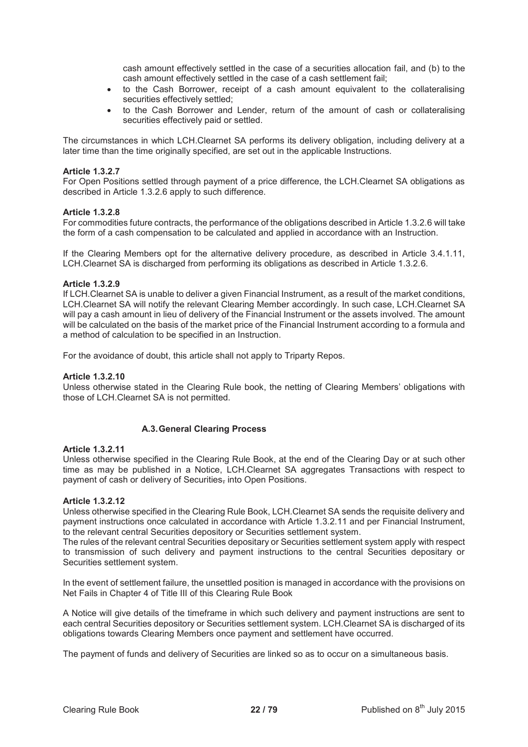cash amount effectively settled in the case of a securities allocation fail, and (b) to the cash amount effectively settled in the case of a cash settlement fail;

- to the Cash Borrower, receipt of a cash amount equivalent to the collateralising securities effectively settled;
- to the Cash Borrower and Lender, return of the amount of cash or collateralising securities effectively paid or settled.

The circumstances in which LCH.Clearnet SA performs its delivery obligation, including delivery at a later time than the time originally specified, are set out in the applicable Instructions.

**Article 1.3.2.7**
For Open Positions settled through payment of a price difference, the LCH.Clearnet SA obligations as described in Article 1.3.2.6 apply to such difference.

**Article 1.3.2.8**
For commodities future contracts, the performance of the obligations described in Article 1.3.2.6 will take the form of a cash compensation to be calculated and applied in accordance with an Instruction.

If the Clearing Members opt for the alternative delivery procedure, as described in Article 3.4.1.11, LCH.Clearnet SA is discharged from performing its obligations as described in Article 1.3.2.6.

**Article 1.3.2.9**
If LCH.Clearnet SA is unable to deliver a given Financial Instrument, as a result of the market conditions, LCH.Clearnet SA will notify the relevant Clearing Member accordingly. In such case, LCH.Clearnet SA will pay a cash amount in lieu of delivery of the Financial Instrument or the assets involved. The amount will be calculated on the basis of the market price of the Financial Instrument according to a formula and a method of calculation to be specified in an Instruction.

For the avoidance of doubt, this article shall not apply to Triparty Repos.

**Article 1.3.2.10**
Unless otherwise stated in the Clearing Rule book, the netting of Clearing Members' obligations with those of LCH.Clearnet SA is not permitted.

### A.3. General Clearing Process

**Article 1.3.2.11**
Unless otherwise specified in the Clearing Rule Book, at the end of the Clearing Day or at such other time as may be published in a Notice, LCH.Clearnet SA aggregates Transactions with respect to payment of cash or delivery of Securities, into Open Positions.

**Article 1.3.2.12**
Unless otherwise specified in the Clearing Rule Book, LCH.Clearnet SA sends the requisite delivery and payment instructions once calculated in accordance with Article 1.3.2.11 and per Financial Instrument, to the relevant central Securities depository or Securities settlement system.
The rules of the relevant central Securities depositary or Securities settlement system apply with respect to transmission of such delivery and payment instructions to the central Securities depositary or Securities settlement system.

In the event of settlement failure, the unsettled position is managed in accordance with the provisions on Net Fails in Chapter 4 of Title III of this Clearing Rule Book

A Notice will give details of the timeframe in which such delivery and payment instructions are sent to each central Securities depository or Securities settlement system. LCH.Clearnet SA is discharged of its obligations towards Clearing Members once payment and settlement have occurred.

The payment of funds and delivery of Securities are linked so as to occur on a simultaneous basis.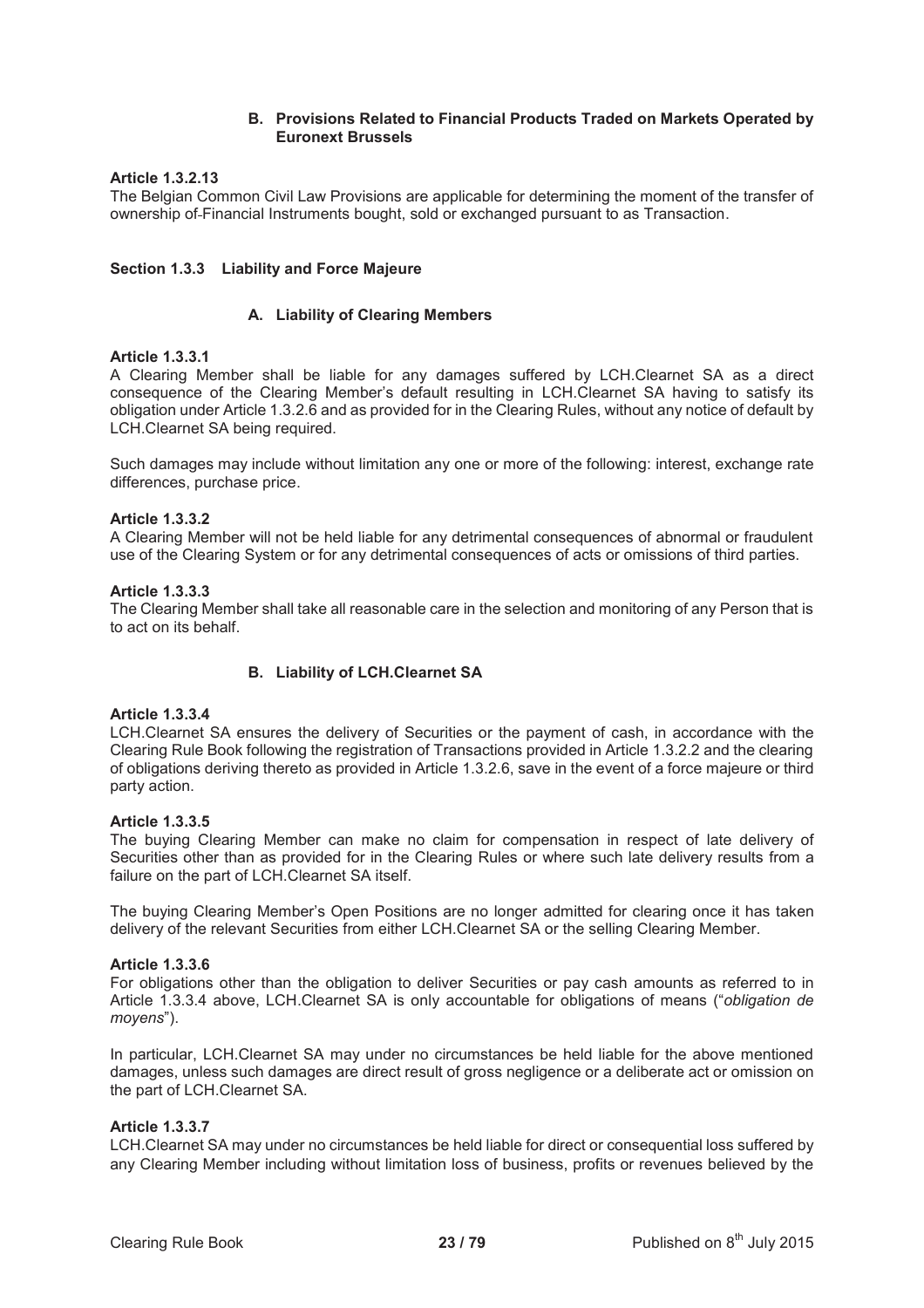### B. Provisions Related to Financial Products Traded on Markets Operated by Euronext Brussels

**Article 1.3.2.13**

The Belgian Common Civil Law Provisions are applicable for determining the moment of the transfer of ownership of Financial Instruments bought, sold or exchanged pursuant to as Transaction.

## Section 1.3.3 Liability and Force Majeure

### A. Liability of Clearing Members

**Article 1.3.3.1**

A Clearing Member shall be liable for any damages suffered by LCH.Clearnet SA as a direct consequence of the Clearing Member's default resulting in LCH.Clearnet SA having to satisfy its obligation under Article 1.3.2.6 and as provided for in the Clearing Rules, without any notice of default by LCH.Clearnet SA being required.

Such damages may include without limitation any one or more of the following: interest, exchange rate differences, purchase price.

**Article 1.3.3.2**

A Clearing Member will not be held liable for any detrimental consequences of abnormal or fraudulent use of the Clearing System or for any detrimental consequences of acts or omissions of third parties.

**Article 1.3.3.3**

The Clearing Member shall take all reasonable care in the selection and monitoring of any Person that is to act on its behalf.

### B. Liability of LCH.Clearnet SA

**Article 1.3.3.4**

LCH.Clearnet SA ensures the delivery of Securities or the payment of cash, in accordance with the Clearing Rule Book following the registration of Transactions provided in Article 1.3.2.2 and the clearing of obligations deriving thereto as provided in Article 1.3.2.6, save in the event of a force majeure or third party action.

**Article 1.3.3.5**

The buying Clearing Member can make no claim for compensation in respect of late delivery of Securities other than as provided for in the Clearing Rules or where such late delivery results from a failure on the part of LCH.Clearnet SA itself.

The buying Clearing Member's Open Positions are no longer admitted for clearing once it has taken delivery of the relevant Securities from either LCH.Clearnet SA or the selling Clearing Member.

**Article 1.3.3.6**

For obligations other than the obligation to deliver Securities or pay cash amounts as referred to in Article 1.3.3.4 above, LCH.Clearnet SA is only accountable for obligations of means ("*obligation de moyens*").

In particular, LCH.Clearnet SA may under no circumstances be held liable for the above mentioned damages, unless such damages are direct result of gross negligence or a deliberate act or omission on the part of LCH.Clearnet SA.

**Article 1.3.3.7**

LCH.Clearnet SA may under no circumstances be held liable for direct or consequential loss suffered by any Clearing Member including without limitation loss of business, profits or revenues believed by the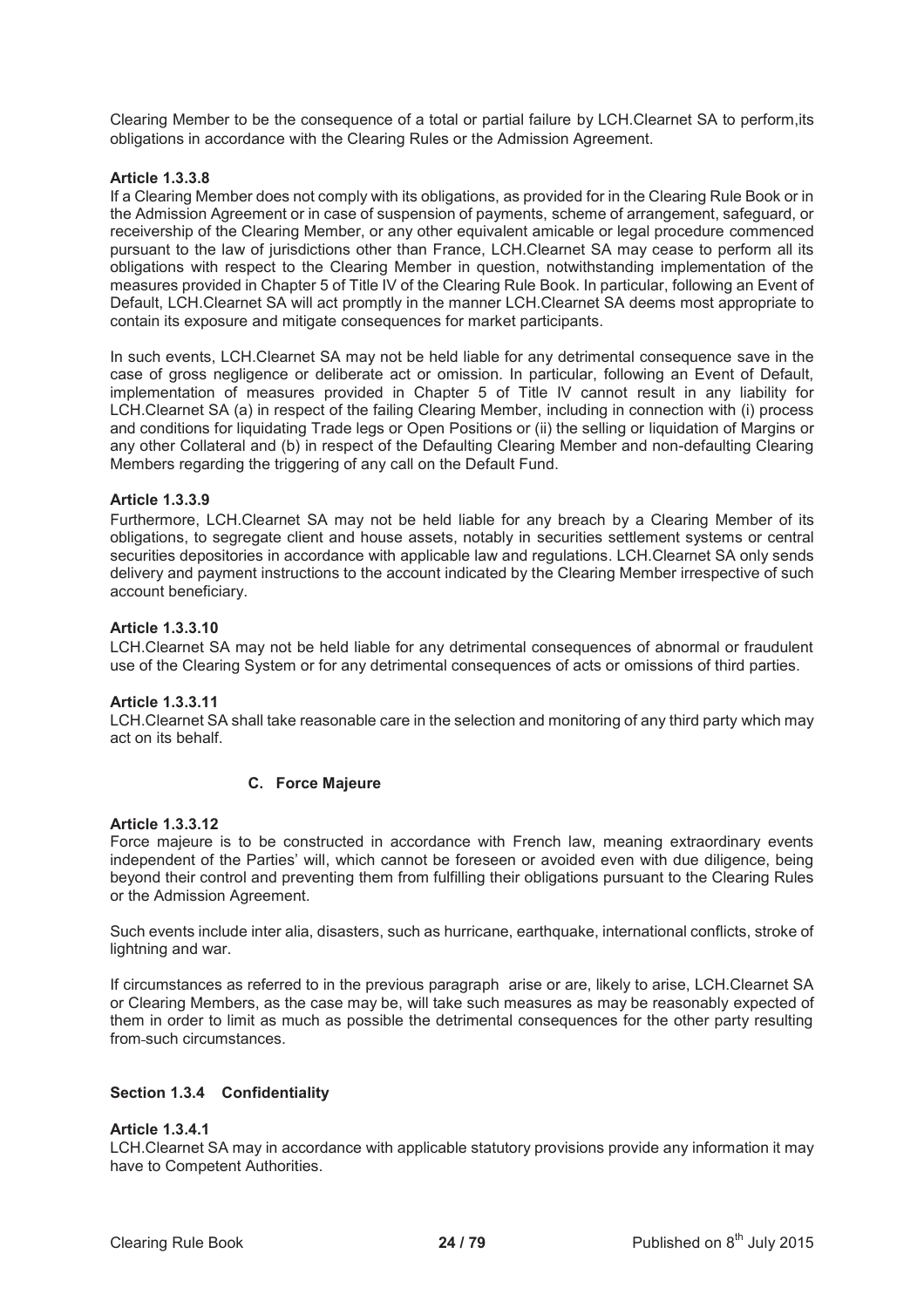Clearing Member to be the consequence of a total or partial failure by LCH.Clearnet SA to perform,its obligations in accordance with the Clearing Rules or the Admission Agreement.

**Article 1.3.3.8**

If a Clearing Member does not comply with its obligations, as provided for in the Clearing Rule Book or in the Admission Agreement or in case of suspension of payments, scheme of arrangement, safeguard, or receivership of the Clearing Member, or any other equivalent amicable or legal procedure commenced pursuant to the law of jurisdictions other than France, LCH.Clearnet SA may cease to perform all its obligations with respect to the Clearing Member in question, notwithstanding implementation of the measures provided in Chapter 5 of Title IV of the Clearing Rule Book. In particular, following an Event of Default, LCH.Clearnet SA will act promptly in the manner LCH.Clearnet SA deems most appropriate to contain its exposure and mitigate consequences for market participants.

In such events, LCH.Clearnet SA may not be held liable for any detrimental consequence save in the case of gross negligence or deliberate act or omission. In particular, following an Event of Default, implementation of measures provided in Chapter 5 of Title IV cannot result in any liability for LCH.Clearnet SA (a) in respect of the failing Clearing Member, including in connection with (i) process and conditions for liquidating Trade legs or Open Positions or (ii) the selling or liquidation of Margins or any other Collateral and (b) in respect of the Defaulting Clearing Member and non-defaulting Clearing Members regarding the triggering of any call on the Default Fund.

**Article 1.3.3.9**

Furthermore, LCH.Clearnet SA may not be held liable for any breach by a Clearing Member of its obligations, to segregate client and house assets, notably in securities settlement systems or central securities depositories in accordance with applicable law and regulations. LCH.Clearnet SA only sends delivery and payment instructions to the account indicated by the Clearing Member irrespective of such account beneficiary.

**Article 1.3.3.10**

LCH.Clearnet SA may not be held liable for any detrimental consequences of abnormal or fraudulent use of the Clearing System or for any detrimental consequences of acts or omissions of third parties.

**Article 1.3.3.11**

LCH.Clearnet SA shall take reasonable care in the selection and monitoring of any third party which may act on its behalf.

### C. Force Majeure

**Article 1.3.3.12**

Force majeure is to be constructed in accordance with French law, meaning extraordinary events independent of the Parties' will, which cannot be foreseen or avoided even with due diligence, being beyond their control and preventing them from fulfilling their obligations pursuant to the Clearing Rules or the Admission Agreement.

Such events include inter alia, disasters, such as hurricane, earthquake, international conflicts, stroke of lightning and war.

If circumstances as referred to in the previous paragraph arise or are, likely to arise, LCH.Clearnet SA or Clearing Members, as the case may be, will take such measures as may be reasonably expected of them in order to limit as much as possible the detrimental consequences for the other party resulting from-such circumstances.

## Section 1.3.4 Confidentiality

**Article 1.3.4.1**

LCH.Clearnet SA may in accordance with applicable statutory provisions provide any information it may have to Competent Authorities.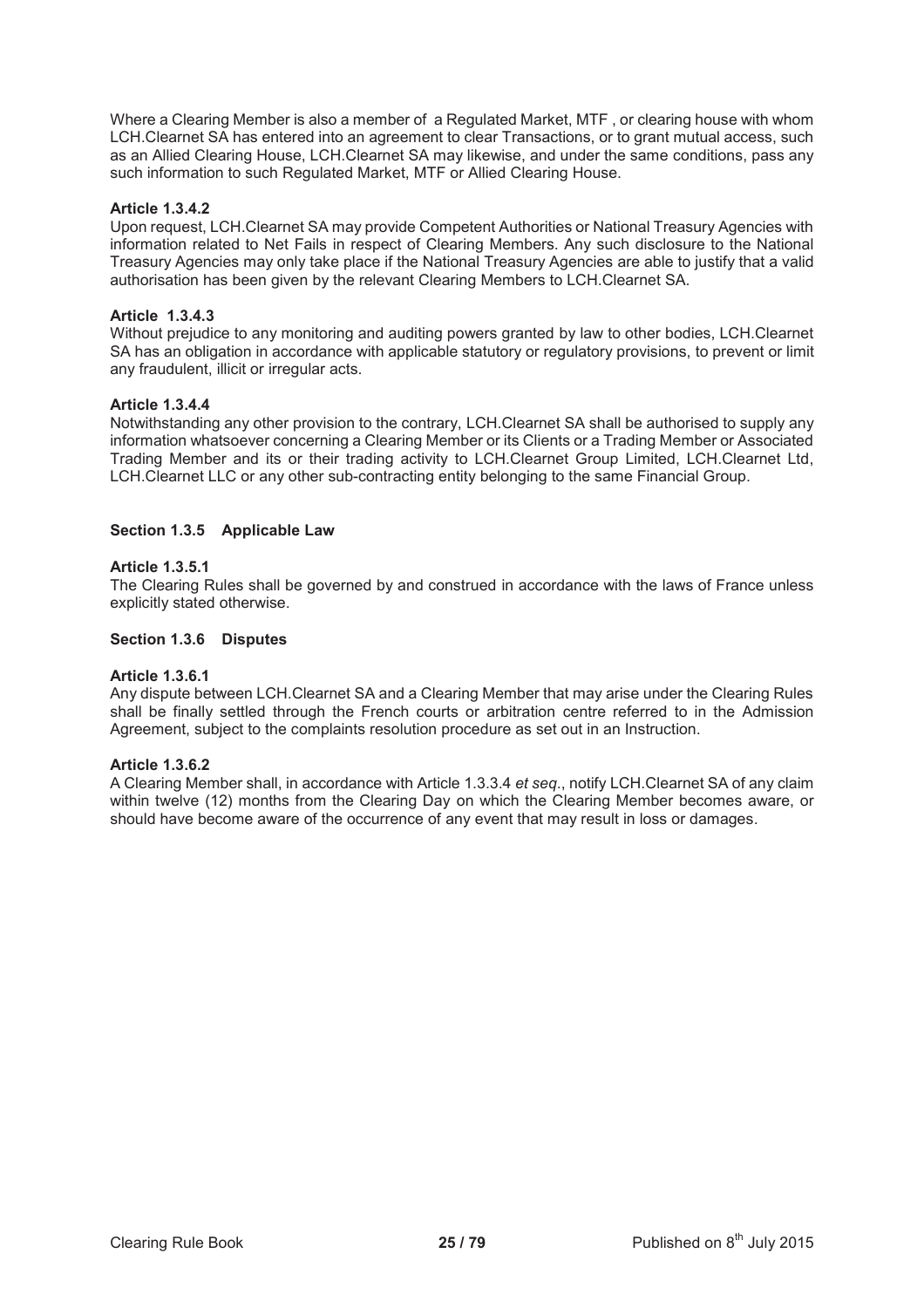Where a Clearing Member is also a member of a Regulated Market, MTF , or clearing house with whom LCH.Clearnet SA has entered into an agreement to clear Transactions, or to grant mutual access, such as an Allied Clearing House, LCH.Clearnet SA may likewise, and under the same conditions, pass any such information to such Regulated Market, MTF or Allied Clearing House.

**Article 1.3.4.2**

Upon request, LCH.Clearnet SA may provide Competent Authorities or National Treasury Agencies with information related to Net Fails in respect of Clearing Members. Any such disclosure to the National Treasury Agencies may only take place if the National Treasury Agencies are able to justify that a valid authorisation has been given by the relevant Clearing Members to LCH.Clearnet SA.

**Article 1.3.4.3**

Without prejudice to any monitoring and auditing powers granted by law to other bodies, LCH.Clearnet SA has an obligation in accordance with applicable statutory or regulatory provisions, to prevent or limit any fraudulent, illicit or irregular acts.

**Article 1.3.4.4**

Notwithstanding any other provision to the contrary, LCH.Clearnet SA shall be authorised to supply any information whatsoever concerning a Clearing Member or its Clients or a Trading Member or Associated Trading Member and its or their trading activity to LCH.Clearnet Group Limited, LCH.Clearnet Ltd, LCH.Clearnet LLC or any other sub-contracting entity belonging to the same Financial Group.

### Section 1.3.5 Applicable Law

**Article 1.3.5.1**

The Clearing Rules shall be governed by and construed in accordance with the laws of France unless explicitly stated otherwise.

### Section 1.3.6 Disputes

**Article 1.3.6.1**

Any dispute between LCH.Clearnet SA and a Clearing Member that may arise under the Clearing Rules shall be finally settled through the French courts or arbitration centre referred to in the Admission Agreement, subject to the complaints resolution procedure as set out in an Instruction.

**Article 1.3.6.2**

A Clearing Member shall, in accordance with Article 1.3.3.4 *et seq*., notify LCH.Clearnet SA of any claim within twelve (12) months from the Clearing Day on which the Clearing Member becomes aware, or should have become aware of the occurrence of any event that may result in loss or damages.